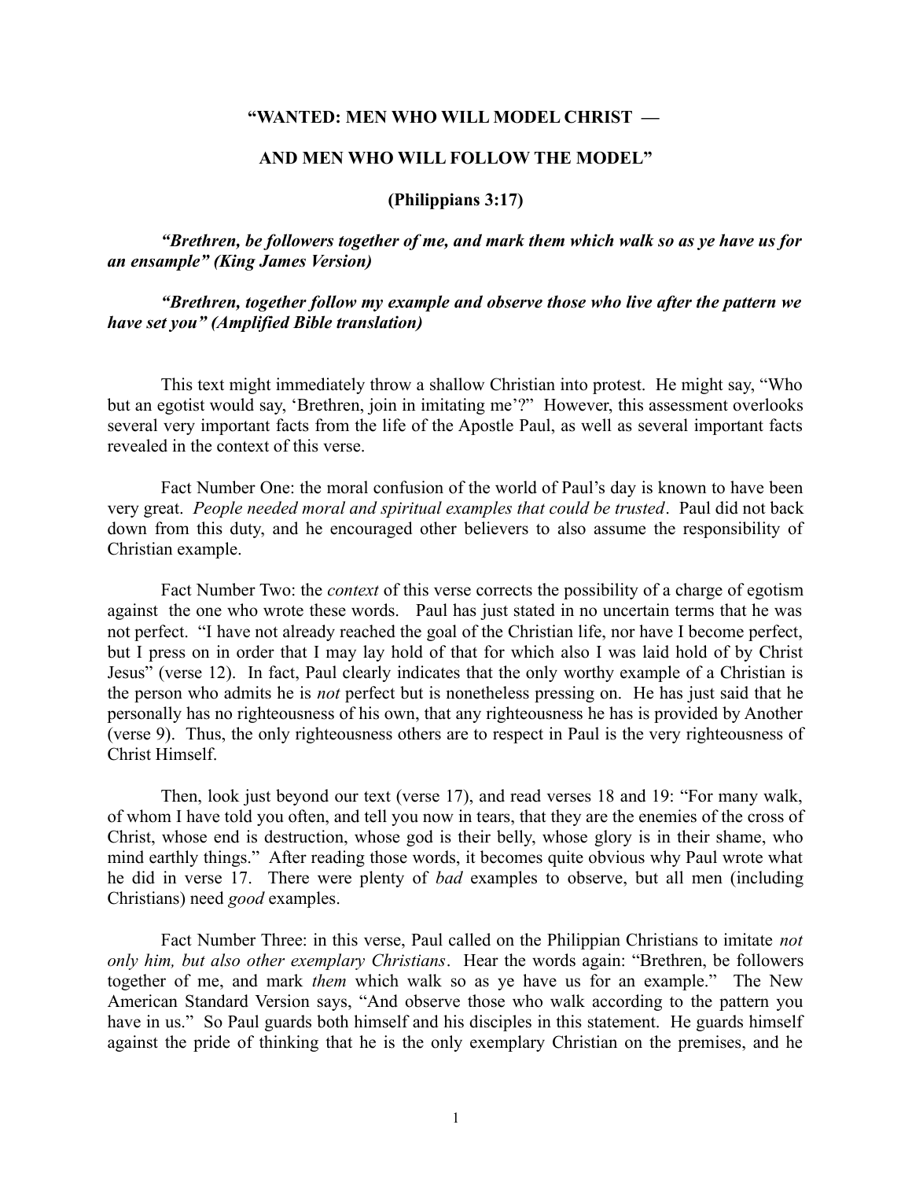# "WANTED: MEN WHO WILL MODEL CHRIST —

# AND MEN WHO WILL FOLLOW THE MODEL"

## (Philippians 3:17)

***"Brethren, be followers together of me, and mark them which walk so as ye have us for an ensample" (King James Version)***

***"Brethren, together follow my example and observe those who live after the pattern we have set you" (Amplified Bible translation)***

This text might immediately throw a shallow Christian into protest. He might say, "Who but an egotist would say, 'Brethren, join in imitating me'?" However, this assessment overlooks several very important facts from the life of the Apostle Paul, as well as several important facts revealed in the context of this verse.

Fact Number One: the moral confusion of the world of Paul's day is known to have been very great. *People needed moral and spiritual examples that could be trusted*. Paul did not back down from this duty, and he encouraged other believers to also assume the responsibility of Christian example.

Fact Number Two: the *context* of this verse corrects the possibility of a charge of egotism against the one who wrote these words. Paul has just stated in no uncertain terms that he was not perfect. "I have not already reached the goal of the Christian life, nor have I become perfect, but I press on in order that I may lay hold of that for which also I was laid hold of by Christ Jesus" (verse 12). In fact, Paul clearly indicates that the only worthy example of a Christian is the person who admits he is *not* perfect but is nonetheless pressing on. He has just said that he personally has no righteousness of his own, that any righteousness he has is provided by Another (verse 9). Thus, the only righteousness others are to respect in Paul is the very righteousness of Christ Himself.

Then, look just beyond our text (verse 17), and read verses 18 and 19: "For many walk, of whom I have told you often, and tell you now in tears, that they are the enemies of the cross of Christ, whose end is destruction, whose god is their belly, whose glory is in their shame, who mind earthly things." After reading those words, it becomes quite obvious why Paul wrote what he did in verse 17. There were plenty of *bad* examples to observe, but all men (including Christians) need *good* examples.

Fact Number Three: in this verse, Paul called on the Philippian Christians to imitate *not only him, but also other exemplary Christians*. Hear the words again: "Brethren, be followers together of me, and mark *them* which walk so as ye have us for an example." The New American Standard Version says, "And observe those who walk according to the pattern you have in us." So Paul guards both himself and his disciples in this statement. He guards himself against the pride of thinking that he is the only exemplary Christian on the premises, and he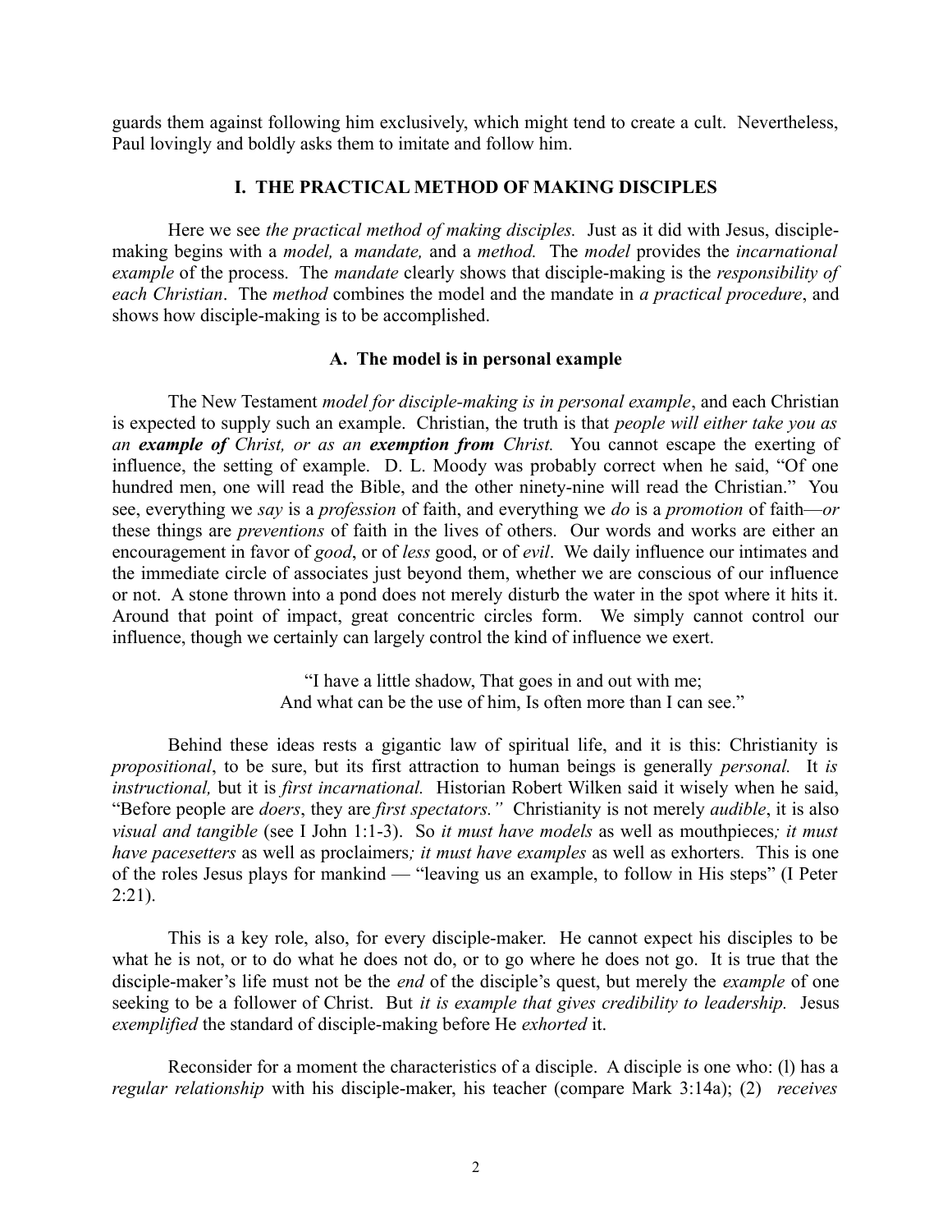guards them against following him exclusively, which might tend to create a cult. Nevertheless, Paul lovingly and boldly asks them to imitate and follow him.

## I. THE PRACTICAL METHOD OF MAKING DISCIPLES

Here we see *the practical method of making disciples.* Just as it did with Jesus, disciple-making begins with a *model,* a *mandate,* and a *method.* The *model* provides the *incarnational example* of the process. The *mandate* clearly shows that disciple-making is the *responsibility of each Christian*. The *method* combines the model and the mandate in *a practical procedure*, and shows how disciple-making is to be accomplished.

### A. The model is in personal example

The New Testament *model for disciple-making is in personal example*, and each Christian is expected to supply such an example. Christian, the truth is that *people will either take you as an **example of** Christ, or as an **exemption from** Christ.* You cannot escape the exerting of influence, the setting of example. D. L. Moody was probably correct when he said, "Of one hundred men, one will read the Bible, and the other ninety-nine will read the Christian." You see, everything we *say* is a *profession* of faith, and everything we *do* is a *promotion* of faith—*or* these things are *preventions* of faith in the lives of others. Our words and works are either an encouragement in favor of *good*, or of *less* good, or of *evil*. We daily influence our intimates and the immediate circle of associates just beyond them, whether we are conscious of our influence or not. A stone thrown into a pond does not merely disturb the water in the spot where it hits it. Around that point of impact, great concentric circles form. We simply cannot control our influence, though we certainly can largely control the kind of influence we exert.

> "I have a little shadow, That goes in and out with me;
> And what can be the use of him, Is often more than I can see."

Behind these ideas rests a gigantic law of spiritual life, and it is this: Christianity is *propositional*, to be sure, but its first attraction to human beings is generally *personal.* It *is instructional,* but it is *first incarnational.* Historian Robert Wilken said it wisely when he said, "Before people are *doers*, they are *first spectators."* Christianity is not merely *audible*, it is also *visual and tangible* (see I John 1:1-3). So *it must have models* as well as mouthpieces*; it must have pacesetters* as well as proclaimers*; it must have examples* as well as exhorters*.* This is one of the roles Jesus plays for mankind — "leaving us an example, to follow in His steps" (I Peter 2:21).

This is a key role, also, for every disciple-maker. He cannot expect his disciples to be what he is not, or to do what he does not do, or to go where he does not go. It is true that the disciple-maker's life must not be the *end* of the disciple's quest, but merely the *example* of one seeking to be a follower of Christ. But *it is example that gives credibility to leadership.* Jesus *exemplified* the standard of disciple-making before He *exhorted* it.

Reconsider for a moment the characteristics of a disciple. A disciple is one who: (l) has a *regular relationship* with his disciple-maker, his teacher (compare Mark 3:14a); (2) *receives*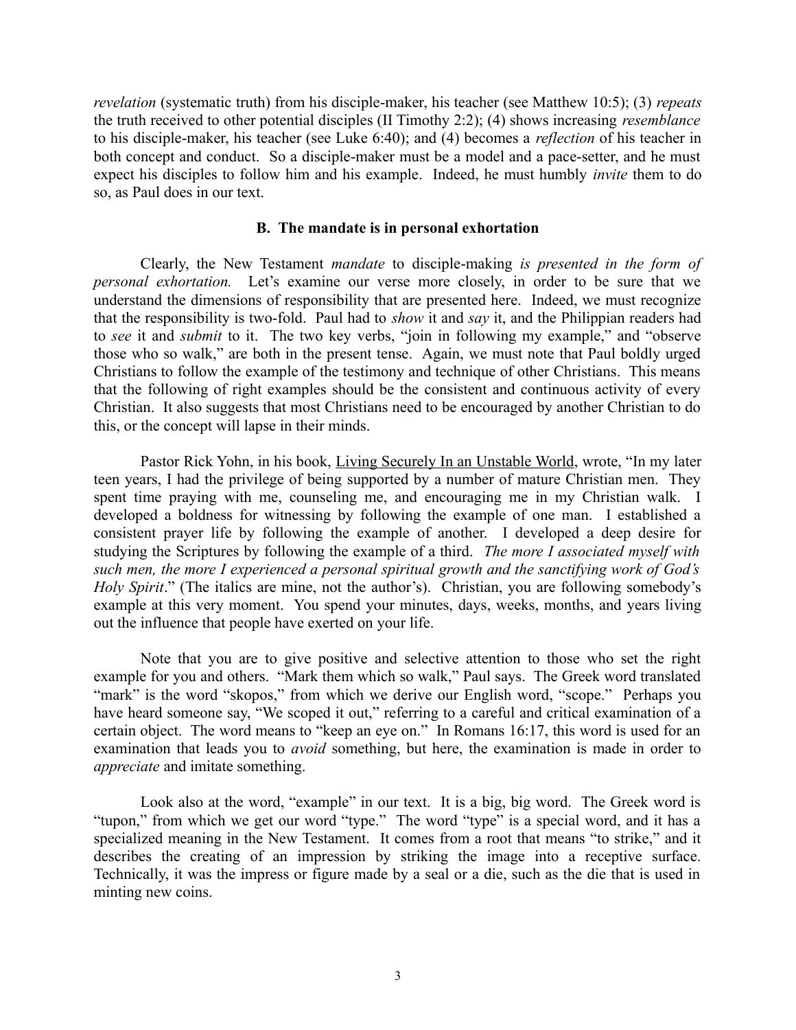*revelation* (systematic truth) from his disciple-maker, his teacher (see Matthew 10:5); (3) *repeats* the truth received to other potential disciples (II Timothy 2:2); (4) shows increasing *resemblance* to his disciple-maker, his teacher (see Luke 6:40); and (4) becomes a *reflection* of his teacher in both concept and conduct. So a disciple-maker must be a model and a pace-setter, and he must expect his disciples to follow him and his example. Indeed, he must humbly *invite* them to do so, as Paul does in our text.

### B. The mandate is in personal exhortation

Clearly, the New Testament *mandate* to disciple-making *is presented in the form of personal exhortation.* Let's examine our verse more closely, in order to be sure that we understand the dimensions of responsibility that are presented here. Indeed, we must recognize that the responsibility is two-fold. Paul had to *show* it and *say* it, and the Philippian readers had to *see* it and *submit* to it. The two key verbs, "join in following my example," and "observe those who so walk," are both in the present tense. Again, we must note that Paul boldly urged Christians to follow the example of the testimony and technique of other Christians. This means that the following of right examples should be the consistent and continuous activity of every Christian. It also suggests that most Christians need to be encouraged by another Christian to do this, or the concept will lapse in their minds.

Pastor Rick Yohn, in his book, Living Securely In an Unstable World, wrote, "In my later teen years, I had the privilege of being supported by a number of mature Christian men. They spent time praying with me, counseling me, and encouraging me in my Christian walk. I developed a boldness for witnessing by following the example of one man. I established a consistent prayer life by following the example of another. I developed a deep desire for studying the Scriptures by following the example of a third. *The more I associated myself with such men, the more I experienced a personal spiritual growth and the sanctifying work of God's Holy Spirit*." (The italics are mine, not the author's). Christian, you are following somebody's example at this very moment. You spend your minutes, days, weeks, months, and years living out the influence that people have exerted on your life.

Note that you are to give positive and selective attention to those who set the right example for you and others. "Mark them which so walk," Paul says. The Greek word translated "mark" is the word "skopos," from which we derive our English word, "scope." Perhaps you have heard someone say, "We scoped it out," referring to a careful and critical examination of a certain object. The word means to "keep an eye on." In Romans 16:17, this word is used for an examination that leads you to *avoid* something, but here, the examination is made in order to *appreciate* and imitate something.

Look also at the word, "example" in our text. It is a big, big word. The Greek word is "tupon," from which we get our word "type." The word "type" is a special word, and it has a specialized meaning in the New Testament. It comes from a root that means "to strike," and it describes the creating of an impression by striking the image into a receptive surface. Technically, it was the impress or figure made by a seal or a die, such as the die that is used in minting new coins.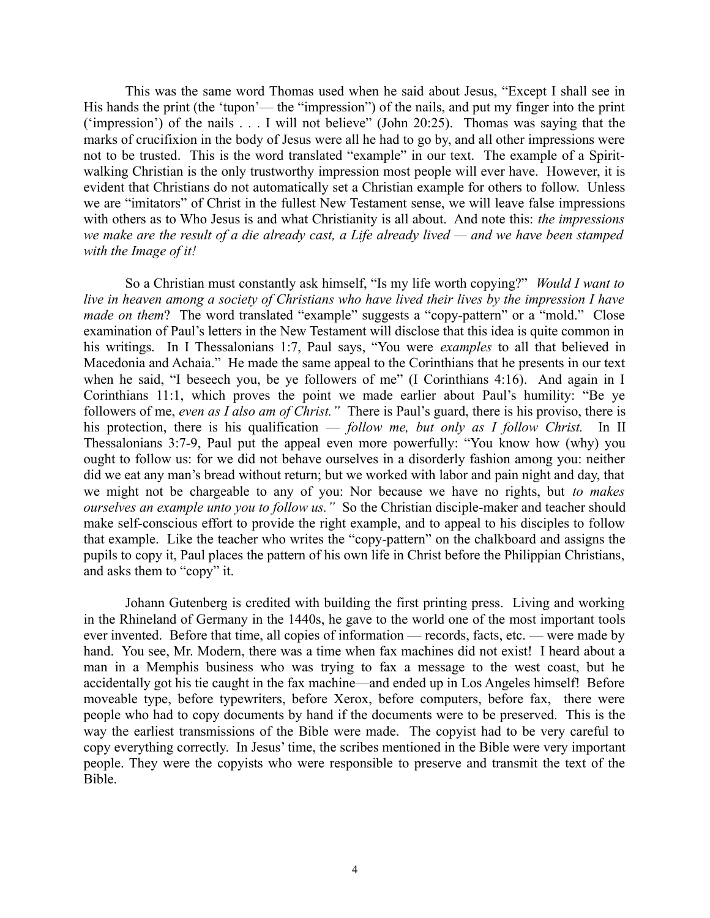This was the same word Thomas used when he said about Jesus, "Except I shall see in His hands the print (the 'tupon'— the "impression") of the nails, and put my finger into the print ('impression') of the nails . . . I will not believe" (John 20:25). Thomas was saying that the marks of crucifixion in the body of Jesus were all he had to go by, and all other impressions were not to be trusted. This is the word translated "example" in our text. The example of a Spirit-walking Christian is the only trustworthy impression most people will ever have. However, it is evident that Christians do not automatically set a Christian example for others to follow. Unless we are "imitators" of Christ in the fullest New Testament sense, we will leave false impressions with others as to Who Jesus is and what Christianity is all about. And note this: *the impressions we make are the result of a die already cast, a Life already lived — and we have been stamped with the Image of it!*

So a Christian must constantly ask himself, "Is my life worth copying?" *Would I want to live in heaven among a society of Christians who have lived their lives by the impression I have made on them*? The word translated "example" suggests a "copy-pattern" or a "mold." Close examination of Paul's letters in the New Testament will disclose that this idea is quite common in his writings. In I Thessalonians 1:7, Paul says, "You were *examples* to all that believed in Macedonia and Achaia." He made the same appeal to the Corinthians that he presents in our text when he said, "I beseech you, be ye followers of me" (I Corinthians 4:16). And again in I Corinthians 11:1, which proves the point we made earlier about Paul's humility: "Be ye followers of me, *even as I also am of Christ."* There is Paul's guard, there is his proviso, there is his protection, there is his qualification — *follow me, but only as I follow Christ.* In II Thessalonians 3:7-9, Paul put the appeal even more powerfully: "You know how (why) you ought to follow us: for we did not behave ourselves in a disorderly fashion among you: neither did we eat any man's bread without return; but we worked with labor and pain night and day, that we might not be chargeable to any of you: Nor because we have no rights, but *to makes ourselves an example unto you to follow us."* So the Christian disciple-maker and teacher should make self-conscious effort to provide the right example, and to appeal to his disciples to follow that example. Like the teacher who writes the "copy-pattern" on the chalkboard and assigns the pupils to copy it, Paul places the pattern of his own life in Christ before the Philippian Christians, and asks them to "copy" it.

Johann Gutenberg is credited with building the first printing press. Living and working in the Rhineland of Germany in the 1440s, he gave to the world one of the most important tools ever invented. Before that time, all copies of information — records, facts, etc. — were made by hand. You see, Mr. Modern, there was a time when fax machines did not exist! I heard about a man in a Memphis business who was trying to fax a message to the west coast, but he accidentally got his tie caught in the fax machine—and ended up in Los Angeles himself! Before moveable type, before typewriters, before Xerox, before computers, before fax, there were people who had to copy documents by hand if the documents were to be preserved. This is the way the earliest transmissions of the Bible were made. The copyist had to be very careful to copy everything correctly. In Jesus' time, the scribes mentioned in the Bible were very important people. They were the copyists who were responsible to preserve and transmit the text of the Bible.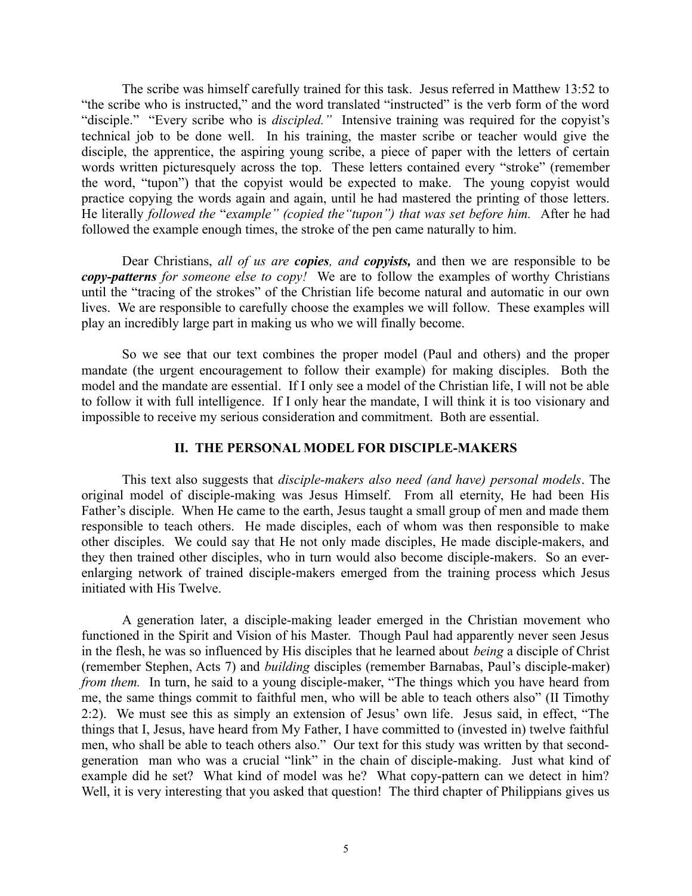The scribe was himself carefully trained for this task. Jesus referred in Matthew 13:52 to "the scribe who is instructed," and the word translated "instructed" is the verb form of the word "disciple." "Every scribe who is *discipled.*" Intensive training was required for the copyist's technical job to be done well. In his training, the master scribe or teacher would give the disciple, the apprentice, the aspiring young scribe, a piece of paper with the letters of certain words written picturesquely across the top. These letters contained every "stroke" (remember the word, "tupon") that the copyist would be expected to make. The young copyist would practice copying the words again and again, until he had mastered the printing of those letters. He literally *followed the "example" (copied the "tupon") that was set before him.* After he had followed the example enough times, the stroke of the pen came naturally to him.

Dear Christians, *all of us are **copies**, and **copyists,*** and then we are responsible to be ***copy-patterns*** *for someone else to copy!* We are to follow the examples of worthy Christians until the "tracing of the strokes" of the Christian life become natural and automatic in our own lives. We are responsible to carefully choose the examples we will follow. These examples will play an incredibly large part in making us who we will finally become.

So we see that our text combines the proper model (Paul and others) and the proper mandate (the urgent encouragement to follow their example) for making disciples. Both the model and the mandate are essential. If I only see a model of the Christian life, I will not be able to follow it with full intelligence. If I only hear the mandate, I will think it is too visionary and impossible to receive my serious consideration and commitment. Both are essential.

## II. THE PERSONAL MODEL FOR DISCIPLE-MAKERS

This text also suggests that *disciple-makers also need (and have) personal models*. The original model of disciple-making was Jesus Himself. From all eternity, He had been His Father's disciple. When He came to the earth, Jesus taught a small group of men and made them responsible to teach others. He made disciples, each of whom was then responsible to make other disciples. We could say that He not only made disciples, He made disciple-makers, and they then trained other disciples, who in turn would also become disciple-makers. So an ever-enlarging network of trained disciple-makers emerged from the training process which Jesus initiated with His Twelve.

A generation later, a disciple-making leader emerged in the Christian movement who functioned in the Spirit and Vision of his Master. Though Paul had apparently never seen Jesus in the flesh, he was so influenced by His disciples that he learned about *being* a disciple of Christ (remember Stephen, Acts 7) and *building* disciples (remember Barnabas, Paul's disciple-maker) *from them.* In turn, he said to a young disciple-maker, "The things which you have heard from me, the same things commit to faithful men, who will be able to teach others also" (II Timothy 2:2). We must see this as simply an extension of Jesus' own life. Jesus said, in effect, "The things that I, Jesus, have heard from My Father, I have committed to (invested in) twelve faithful men, who shall be able to teach others also." Our text for this study was written by that second-generation man who was a crucial "link" in the chain of disciple-making. Just what kind of example did he set? What kind of model was he? What copy-pattern can we detect in him? Well, it is very interesting that you asked that question! The third chapter of Philippians gives us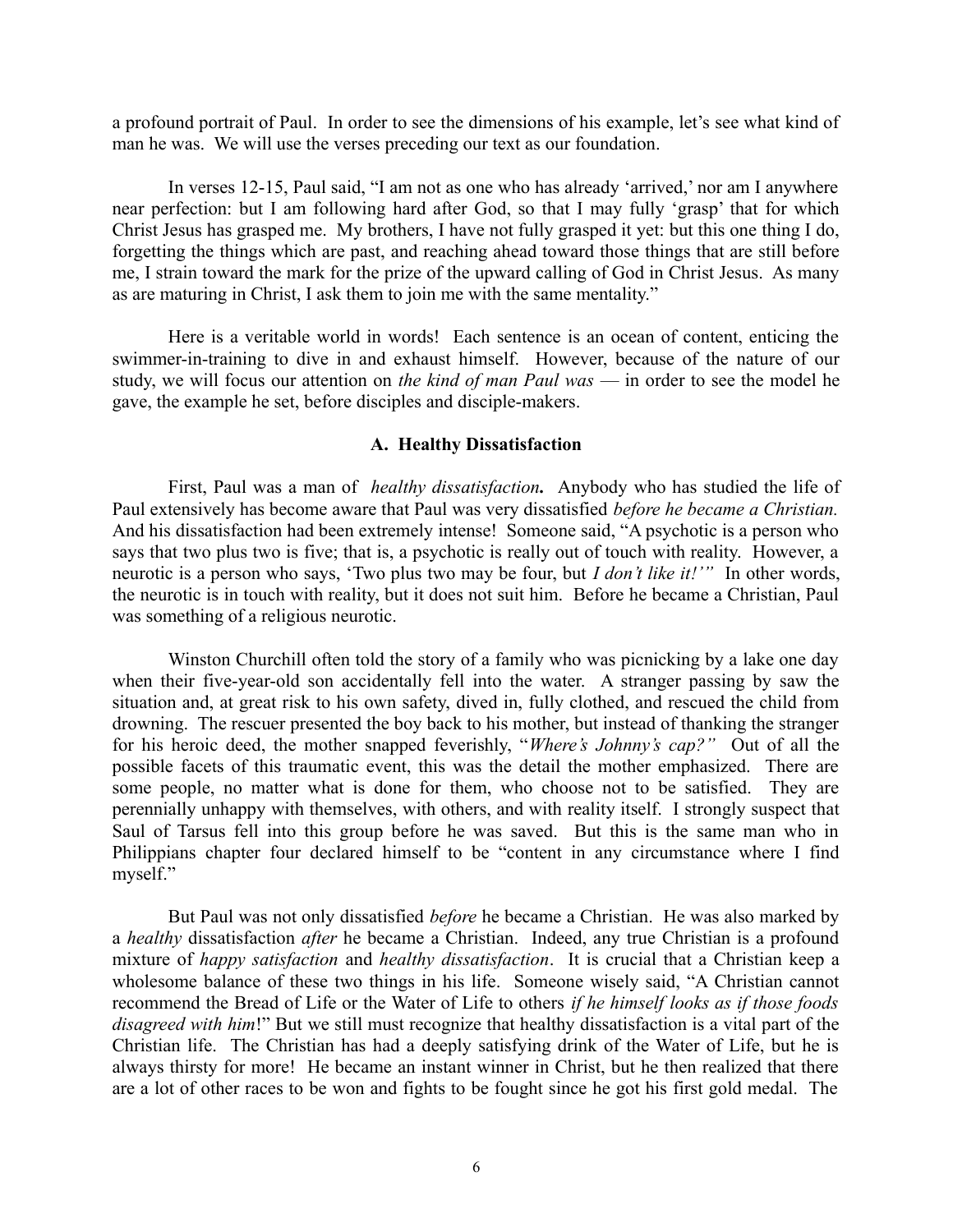a profound portrait of Paul. In order to see the dimensions of his example, let's see what kind of man he was. We will use the verses preceding our text as our foundation.

In verses 12-15, Paul said, "I am not as one who has already 'arrived,' nor am I anywhere near perfection: but I am following hard after God, so that I may fully 'grasp' that for which Christ Jesus has grasped me. My brothers, I have not fully grasped it yet: but this one thing I do, forgetting the things which are past, and reaching ahead toward those things that are still before me, I strain toward the mark for the prize of the upward calling of God in Christ Jesus. As many as are maturing in Christ, I ask them to join me with the same mentality."

Here is a veritable world in words! Each sentence is an ocean of content, enticing the swimmer-in-training to dive in and exhaust himself. However, because of the nature of our study, we will focus our attention on *the kind of man Paul was* — in order to see the model he gave, the example he set, before disciples and disciple-makers.

### A. Healthy Dissatisfaction

First, Paul was a man of *healthy dissatisfaction***.** Anybody who has studied the life of Paul extensively has become aware that Paul was very dissatisfied *before he became a Christian.* And his dissatisfaction had been extremely intense! Someone said, "A psychotic is a person who says that two plus two is five; that is, a psychotic is really out of touch with reality. However, a neurotic is a person who says, 'Two plus two may be four, but *I don't like it!'"* In other words, the neurotic is in touch with reality, but it does not suit him. Before he became a Christian, Paul was something of a religious neurotic.

Winston Churchill often told the story of a family who was picnicking by a lake one day when their five-year-old son accidentally fell into the water. A stranger passing by saw the situation and, at great risk to his own safety, dived in, fully clothed, and rescued the child from drowning. The rescuer presented the boy back to his mother, but instead of thanking the stranger for his heroic deed, the mother snapped feverishly, "*Where's Johnny's cap?"* Out of all the possible facets of this traumatic event, this was the detail the mother emphasized. There are some people, no matter what is done for them, who choose not to be satisfied. They are perennially unhappy with themselves, with others, and with reality itself. I strongly suspect that Saul of Tarsus fell into this group before he was saved. But this is the same man who in Philippians chapter four declared himself to be "content in any circumstance where I find myself."

But Paul was not only dissatisfied *before* he became a Christian. He was also marked by a *healthy* dissatisfaction *after* he became a Christian. Indeed, any true Christian is a profound mixture of *happy satisfaction* and *healthy dissatisfaction*. It is crucial that a Christian keep a wholesome balance of these two things in his life. Someone wisely said, "A Christian cannot recommend the Bread of Life or the Water of Life to others *if he himself looks as if those foods disagreed with him*!" But we still must recognize that healthy dissatisfaction is a vital part of the Christian life. The Christian has had a deeply satisfying drink of the Water of Life, but he is always thirsty for more! He became an instant winner in Christ, but he then realized that there are a lot of other races to be won and fights to be fought since he got his first gold medal. The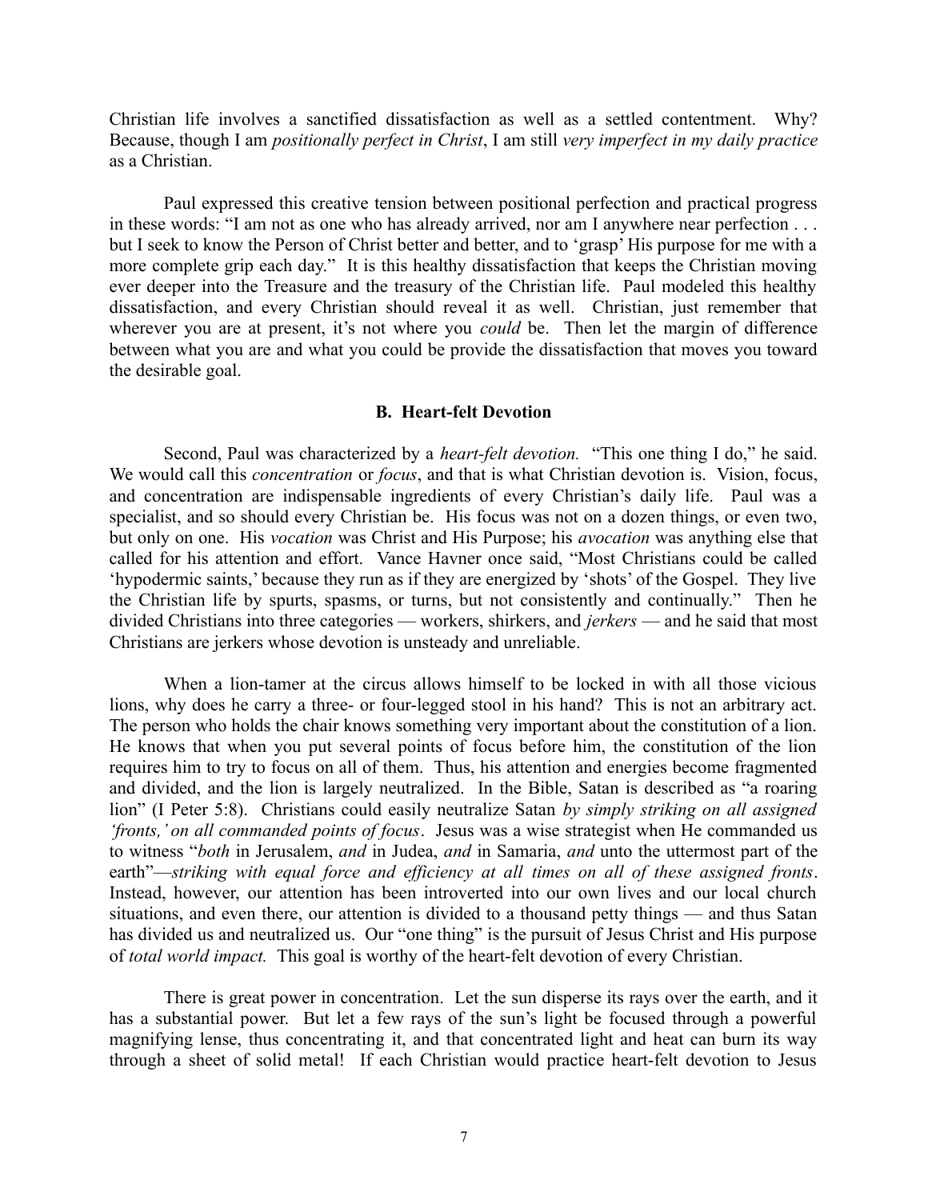Christian life involves a sanctified dissatisfaction as well as a settled contentment. Why? Because, though I am *positionally perfect in Christ*, I am still *very imperfect in my daily practice* as a Christian.

Paul expressed this creative tension between positional perfection and practical progress in these words: "I am not as one who has already arrived, nor am I anywhere near perfection . . . but I seek to know the Person of Christ better and better, and to 'grasp' His purpose for me with a more complete grip each day." It is this healthy dissatisfaction that keeps the Christian moving ever deeper into the Treasure and the treasury of the Christian life. Paul modeled this healthy dissatisfaction, and every Christian should reveal it as well. Christian, just remember that wherever you are at present, it's not where you *could* be. Then let the margin of difference between what you are and what you could be provide the dissatisfaction that moves you toward the desirable goal.

### B. Heart-felt Devotion

Second, Paul was characterized by a *heart-felt devotion.* "This one thing I do," he said. We would call this *concentration* or *focus*, and that is what Christian devotion is. Vision, focus, and concentration are indispensable ingredients of every Christian's daily life. Paul was a specialist, and so should every Christian be. His focus was not on a dozen things, or even two, but only on one. His *vocation* was Christ and His Purpose; his *avocation* was anything else that called for his attention and effort. Vance Havner once said, "Most Christians could be called 'hypodermic saints,' because they run as if they are energized by 'shots' of the Gospel. They live the Christian life by spurts, spasms, or turns, but not consistently and continually." Then he divided Christians into three categories — workers, shirkers, and *jerkers* — and he said that most Christians are jerkers whose devotion is unsteady and unreliable.

When a lion-tamer at the circus allows himself to be locked in with all those vicious lions, why does he carry a three- or four-legged stool in his hand? This is not an arbitrary act. The person who holds the chair knows something very important about the constitution of a lion. He knows that when you put several points of focus before him, the constitution of the lion requires him to try to focus on all of them. Thus, his attention and energies become fragmented and divided, and the lion is largely neutralized. In the Bible, Satan is described as "a roaring lion" (I Peter 5:8). Christians could easily neutralize Satan *by simply striking on all assigned 'fronts,' on all commanded points of focus*. Jesus was a wise strategist when He commanded us to witness "*both* in Jerusalem, *and* in Judea, *and* in Samaria, *and* unto the uttermost part of the earth"—*striking with equal force and efficiency at all times on all of these assigned fronts*. Instead, however, our attention has been introverted into our own lives and our local church situations, and even there, our attention is divided to a thousand petty things — and thus Satan has divided us and neutralized us. Our "one thing" is the pursuit of Jesus Christ and His purpose of *total world impact.* This goal is worthy of the heart-felt devotion of every Christian.

There is great power in concentration. Let the sun disperse its rays over the earth, and it has a substantial power. But let a few rays of the sun's light be focused through a powerful magnifying lense, thus concentrating it, and that concentrated light and heat can burn its way through a sheet of solid metal! If each Christian would practice heart-felt devotion to Jesus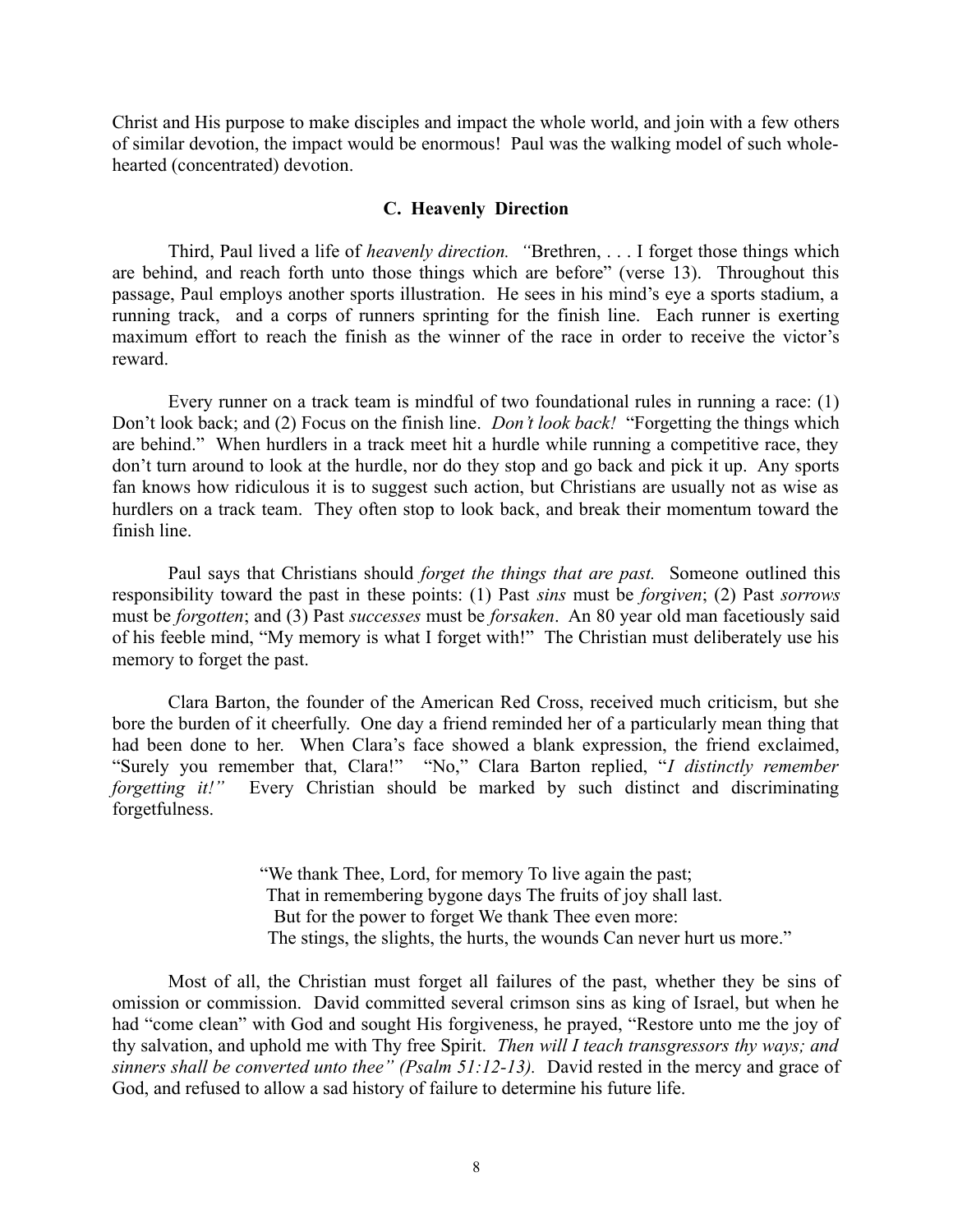Christ and His purpose to make disciples and impact the whole world, and join with a few others of similar devotion, the impact would be enormous! Paul was the walking model of such whole-hearted (concentrated) devotion.

### C. Heavenly Direction

Third, Paul lived a life of *heavenly direction. "*Brethren, . . . I forget those things which are behind, and reach forth unto those things which are before" (verse 13). Throughout this passage, Paul employs another sports illustration. He sees in his mind's eye a sports stadium, a running track, and a corps of runners sprinting for the finish line. Each runner is exerting maximum effort to reach the finish as the winner of the race in order to receive the victor's reward.

Every runner on a track team is mindful of two foundational rules in running a race: (1) Don't look back; and (2) Focus on the finish line. *Don't look back!* "Forgetting the things which are behind." When hurdlers in a track meet hit a hurdle while running a competitive race, they don't turn around to look at the hurdle, nor do they stop and go back and pick it up. Any sports fan knows how ridiculous it is to suggest such action, but Christians are usually not as wise as hurdlers on a track team. They often stop to look back, and break their momentum toward the finish line.

Paul says that Christians should *forget the things that are past.* Someone outlined this responsibility toward the past in these points: (1) Past *sins* must be *forgiven*; (2) Past *sorrows* must be *forgotten*; and (3) Past *successes* must be *forsaken*. An 80 year old man facetiously said of his feeble mind, "My memory is what I forget with!" The Christian must deliberately use his memory to forget the past.

Clara Barton, the founder of the American Red Cross, received much criticism, but she bore the burden of it cheerfully. One day a friend reminded her of a particularly mean thing that had been done to her. When Clara's face showed a blank expression, the friend exclaimed, "Surely you remember that, Clara!" "No," Clara Barton replied, "*I distinctly remember forgetting it!"* Every Christian should be marked by such distinct and discriminating forgetfulness.

> "We thank Thee, Lord, for memory To live again the past;
> That in remembering bygone days The fruits of joy shall last.
> But for the power to forget We thank Thee even more:
> The stings, the slights, the hurts, the wounds Can never hurt us more."

Most of all, the Christian must forget all failures of the past, whether they be sins of omission or commission. David committed several crimson sins as king of Israel, but when he had "come clean" with God and sought His forgiveness, he prayed, "Restore unto me the joy of thy salvation, and uphold me with Thy free Spirit. *Then will I teach transgressors thy ways; and sinners shall be converted unto thee" (Psalm 51:12-13).* David rested in the mercy and grace of God, and refused to allow a sad history of failure to determine his future life.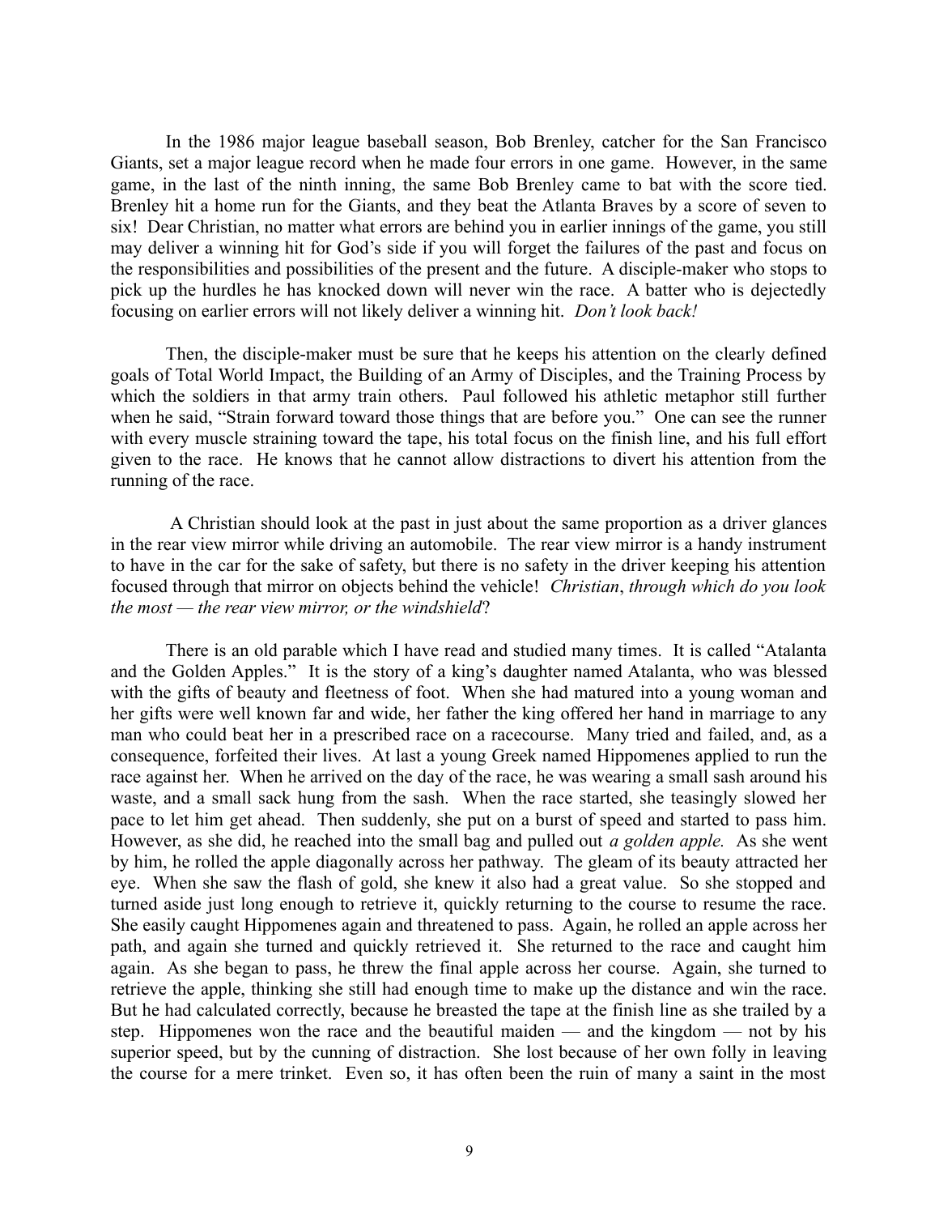In the 1986 major league baseball season, Bob Brenley, catcher for the San Francisco Giants, set a major league record when he made four errors in one game. However, in the same game, in the last of the ninth inning, the same Bob Brenley came to bat with the score tied. Brenley hit a home run for the Giants, and they beat the Atlanta Braves by a score of seven to six! Dear Christian, no matter what errors are behind you in earlier innings of the game, you still may deliver a winning hit for God's side if you will forget the failures of the past and focus on the responsibilities and possibilities of the present and the future. A disciple-maker who stops to pick up the hurdles he has knocked down will never win the race. A batter who is dejectedly focusing on earlier errors will not likely deliver a winning hit. *Don't look back!*

Then, the disciple-maker must be sure that he keeps his attention on the clearly defined goals of Total World Impact, the Building of an Army of Disciples, and the Training Process by which the soldiers in that army train others. Paul followed his athletic metaphor still further when he said, "Strain forward toward those things that are before you." One can see the runner with every muscle straining toward the tape, his total focus on the finish line, and his full effort given to the race. He knows that he cannot allow distractions to divert his attention from the running of the race.

A Christian should look at the past in just about the same proportion as a driver glances in the rear view mirror while driving an automobile. The rear view mirror is a handy instrument to have in the car for the sake of safety, but there is no safety in the driver keeping his attention focused through that mirror on objects behind the vehicle! *Christian*, *through which do you look the most — the rear view mirror, or the windshield*?

There is an old parable which I have read and studied many times. It is called "Atalanta and the Golden Apples." It is the story of a king's daughter named Atalanta, who was blessed with the gifts of beauty and fleetness of foot. When she had matured into a young woman and her gifts were well known far and wide, her father the king offered her hand in marriage to any man who could beat her in a prescribed race on a racecourse. Many tried and failed, and, as a consequence, forfeited their lives. At last a young Greek named Hippomenes applied to run the race against her. When he arrived on the day of the race, he was wearing a small sash around his waste, and a small sack hung from the sash. When the race started, she teasingly slowed her pace to let him get ahead. Then suddenly, she put on a burst of speed and started to pass him. However, as she did, he reached into the small bag and pulled out *a golden apple.* As she went by him, he rolled the apple diagonally across her pathway. The gleam of its beauty attracted her eye. When she saw the flash of gold, she knew it also had a great value. So she stopped and turned aside just long enough to retrieve it, quickly returning to the course to resume the race. She easily caught Hippomenes again and threatened to pass. Again, he rolled an apple across her path, and again she turned and quickly retrieved it. She returned to the race and caught him again. As she began to pass, he threw the final apple across her course. Again, she turned to retrieve the apple, thinking she still had enough time to make up the distance and win the race. But he had calculated correctly, because he breasted the tape at the finish line as she trailed by a step. Hippomenes won the race and the beautiful maiden — and the kingdom — not by his superior speed, but by the cunning of distraction. She lost because of her own folly in leaving the course for a mere trinket. Even so, it has often been the ruin of many a saint in the most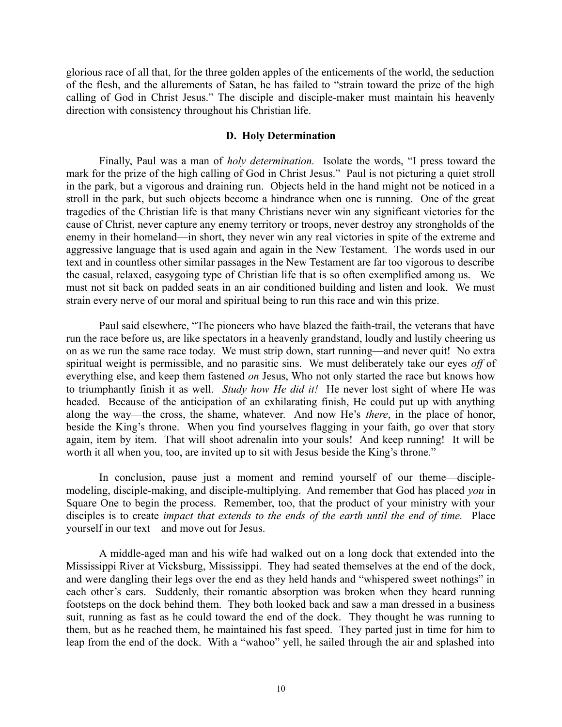glorious race of all that, for the three golden apples of the enticements of the world, the seduction of the flesh, and the allurements of Satan, he has failed to "strain toward the prize of the high calling of God in Christ Jesus." The disciple and disciple-maker must maintain his heavenly direction with consistency throughout his Christian life.

### D. Holy Determination

Finally, Paul was a man of *holy determination.* Isolate the words, "I press toward the mark for the prize of the high calling of God in Christ Jesus." Paul is not picturing a quiet stroll in the park, but a vigorous and draining run. Objects held in the hand might not be noticed in a stroll in the park, but such objects become a hindrance when one is running. One of the great tragedies of the Christian life is that many Christians never win any significant victories for the cause of Christ, never capture any enemy territory or troops, never destroy any strongholds of the enemy in their homeland—in short, they never win any real victories in spite of the extreme and aggressive language that is used again and again in the New Testament. The words used in our text and in countless other similar passages in the New Testament are far too vigorous to describe the casual, relaxed, easygoing type of Christian life that is so often exemplified among us. We must not sit back on padded seats in an air conditioned building and listen and look. We must strain every nerve of our moral and spiritual being to run this race and win this prize.

Paul said elsewhere, "The pioneers who have blazed the faith-trail, the veterans that have run the race before us, are like spectators in a heavenly grandstand, loudly and lustily cheering us on as we run the same race today. We must strip down, start running—and never quit! No extra spiritual weight is permissible, and no parasitic sins. We must deliberately take our eyes *off* of everything else, and keep them fastened *on* Jesus, Who not only started the race but knows how to triumphantly finish it as well. *Study how He did it!* He never lost sight of where He was headed. Because of the anticipation of an exhilarating finish, He could put up with anything along the way—the cross, the shame, whatever. And now He's *there*, in the place of honor, beside the King's throne. When you find yourselves flagging in your faith, go over that story again, item by item. That will shoot adrenalin into your souls! And keep running! It will be worth it all when you, too, are invited up to sit with Jesus beside the King's throne."

In conclusion, pause just a moment and remind yourself of our theme—disciple-modeling, disciple-making, and disciple-multiplying. And remember that God has placed *you* in Square One to begin the process. Remember, too, that the product of your ministry with your disciples is to create *impact that extends to the ends of the earth until the end of time.* Place yourself in our text—and move out for Jesus.

A middle-aged man and his wife had walked out on a long dock that extended into the Mississippi River at Vicksburg, Mississippi. They had seated themselves at the end of the dock, and were dangling their legs over the end as they held hands and "whispered sweet nothings" in each other's ears. Suddenly, their romantic absorption was broken when they heard running footsteps on the dock behind them. They both looked back and saw a man dressed in a business suit, running as fast as he could toward the end of the dock. They thought he was running to them, but as he reached them, he maintained his fast speed. They parted just in time for him to leap from the end of the dock. With a "wahoo" yell, he sailed through the air and splashed into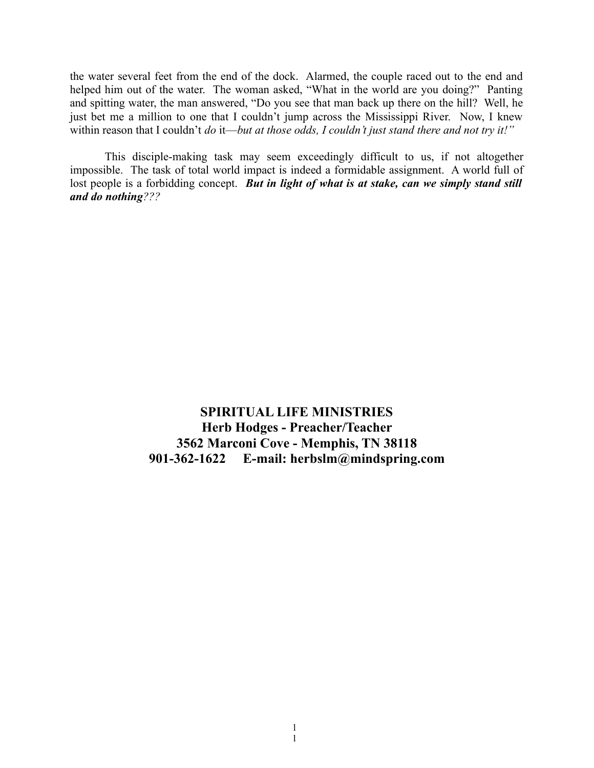the water several feet from the end of the dock. Alarmed, the couple raced out to the end and helped him out of the water. The woman asked, "What in the world are you doing?" Panting and spitting water, the man answered, "Do you see that man back up there on the hill? Well, he just bet me a million to one that I couldn't jump across the Mississippi River. Now, I knew within reason that I couldn't *do* it—*but at those odds, I couldn't just stand there and not try it!"*

This disciple-making task may seem exceedingly difficult to us, if not altogether impossible. The task of total world impact is indeed a formidable assignment. A world full of lost people is a forbidding concept. ***But in light of what is at stake, can we simply stand still and do nothing****???*

**SPIRITUAL LIFE MINISTRIES**
**Herb Hodges - Preacher/Teacher**
**3562 Marconi Cove - Memphis, TN 38118**
**901-362-1622 E-mail: herbslm@mindspring.com**